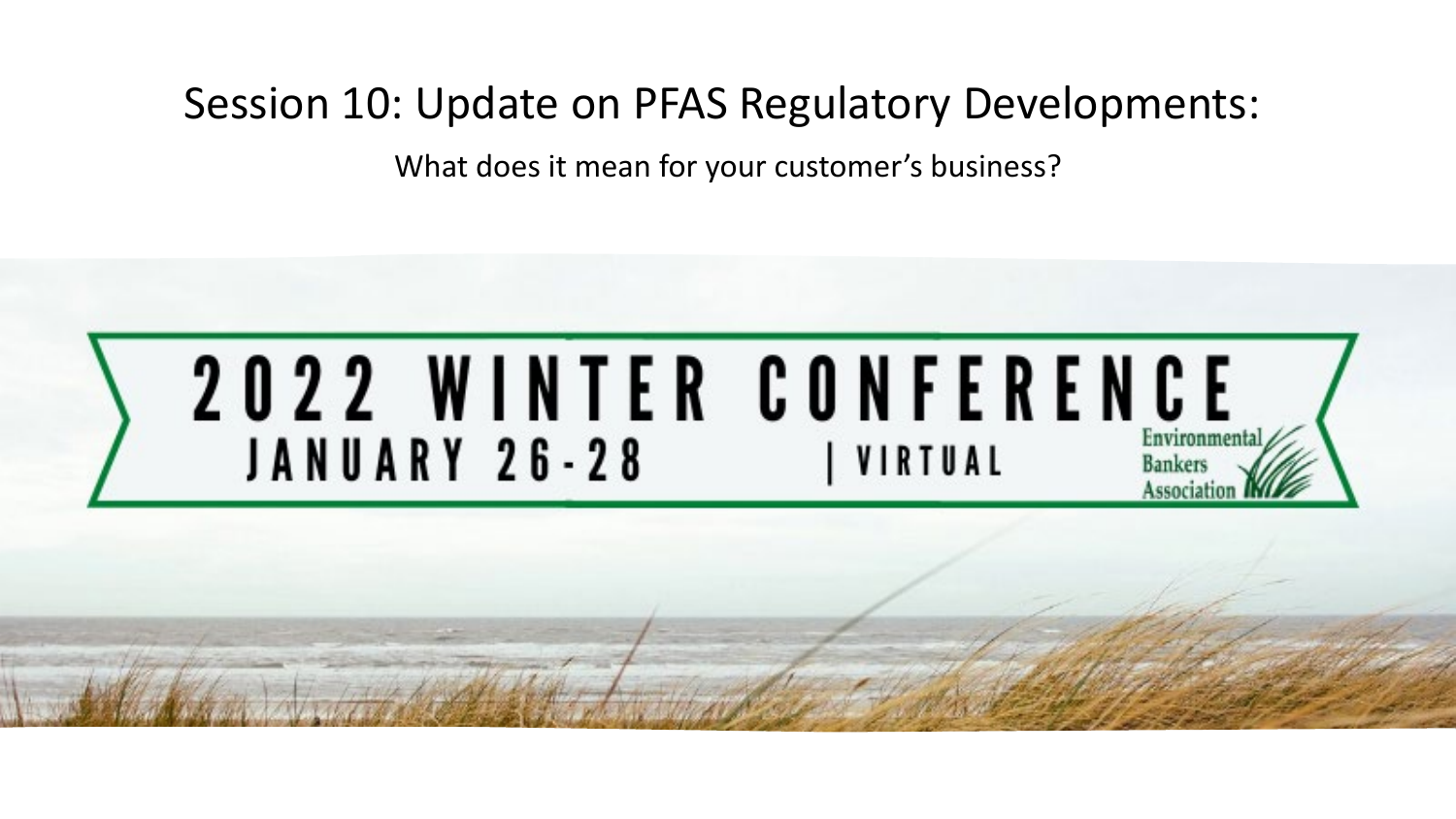# Session 10: Update on PFAS Regulatory Developments:

What does it mean for your customer's business?

2022 WINTER CONFERENCE

JANUARY 26-28 | VIRTUAL

Environmental Bankers Association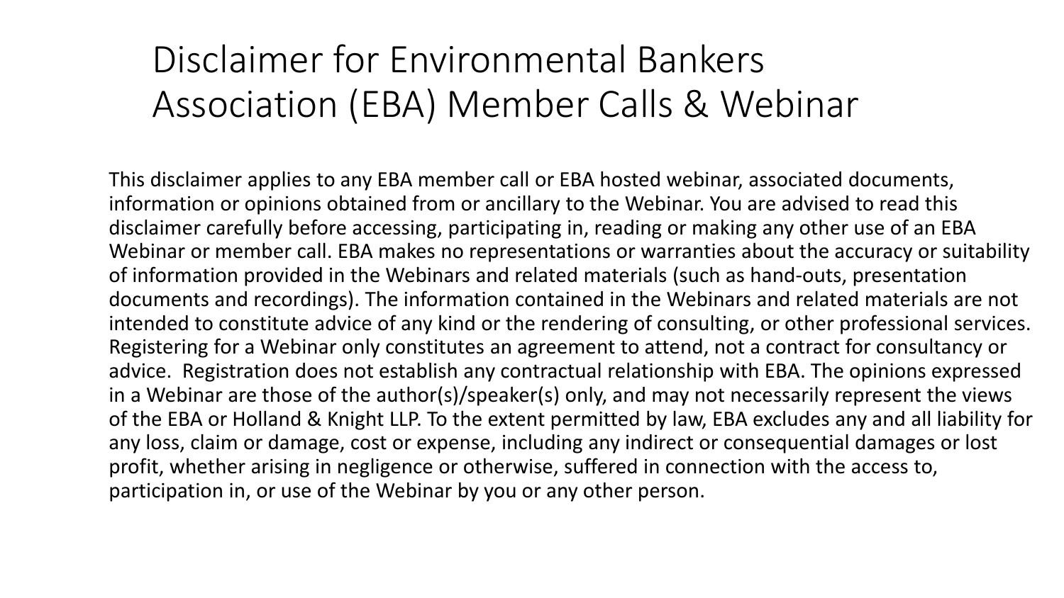# Disclaimer for Environmental Bankers Association (EBA) Member Calls & Webinar

This disclaimer applies to any EBA member call or EBA hosted webinar, associated documents, information or opinions obtained from or ancillary to the Webinar. You are advised to read this disclaimer carefully before accessing, participating in, reading or making any other use of an EBA Webinar or member call. EBA makes no representations or warranties about the accuracy or suitability of information provided in the Webinars and related materials (such as hand-outs, presentation documents and recordings). The information contained in the Webinars and related materials are not intended to constitute advice of any kind or the rendering of consulting, or other professional services. Registering for a Webinar only constitutes an agreement to attend, not a contract for consultancy or advice. Registration does not establish any contractual relationship with EBA. The opinions expressed in a Webinar are those of the author(s)/speaker(s) only, and may not necessarily represent the views of the EBA or Holland & Knight LLP. To the extent permitted by law, EBA excludes any and all liability for any loss, claim or damage, cost or expense, including any indirect or consequential damages or lost profit, whether arising in negligence or otherwise, suffered in connection with the access to, participation in, or use of the Webinar by you or any other person.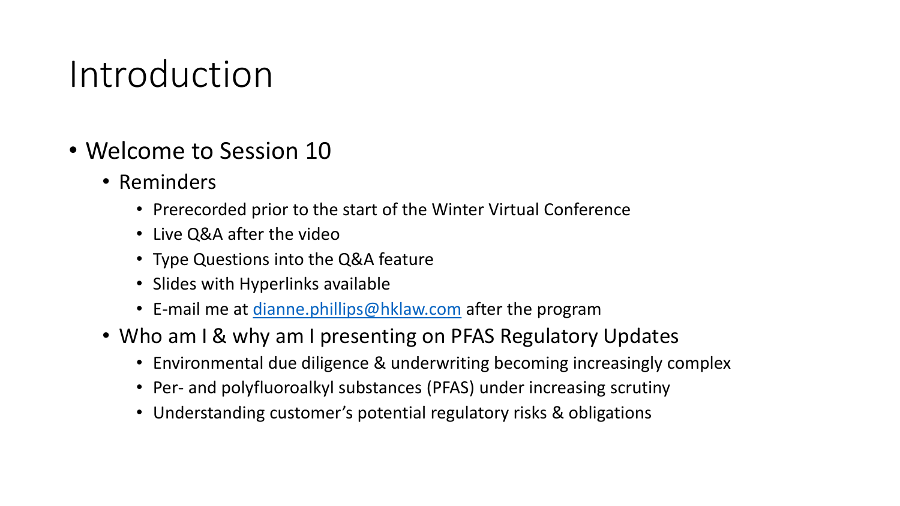# Introduction

- Welcome to Session 10
  - Reminders
    - Prerecorded prior to the start of the Winter Virtual Conference
    - Live Q&A after the video
    - Type Questions into the Q&A feature
    - Slides with Hyperlinks available
    - E-mail me at [dianne.phillips@hklaw.com](mailto:dianne.phillips@hklaw.com) after the program
  - Who am I & why am I presenting on PFAS Regulatory Updates
    - Environmental due diligence & underwriting becoming increasingly complex
    - Per- and polyfluoroalkyl substances (PFAS) under increasing scrutiny
    - Understanding customer's potential regulatory risks & obligations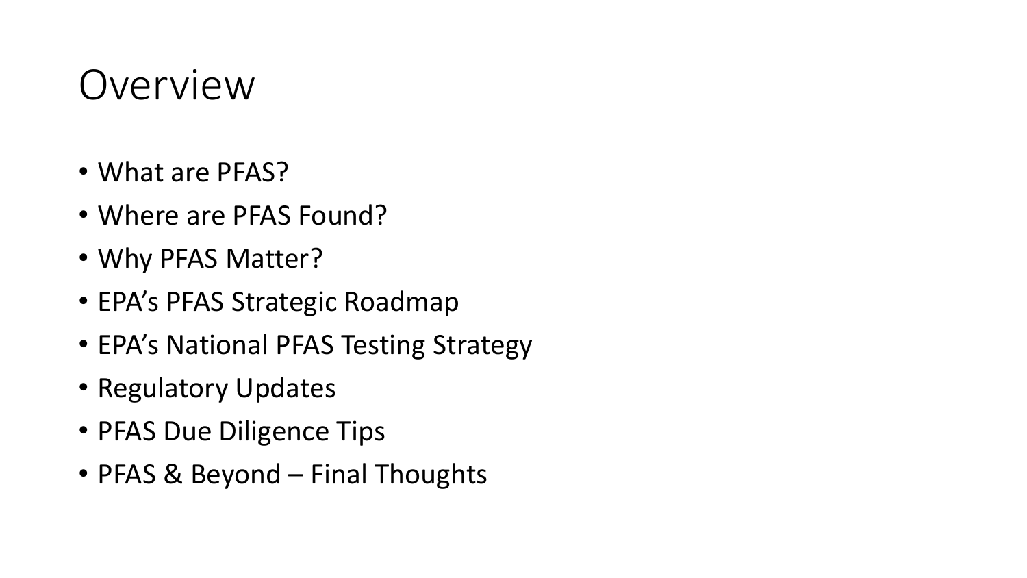# Overview

- What are PFAS?
- Where are PFAS Found?
- Why PFAS Matter?
- EPA's PFAS Strategic Roadmap
- EPA's National PFAS Testing Strategy
- Regulatory Updates
- PFAS Due Diligence Tips
- PFAS & Beyond – Final Thoughts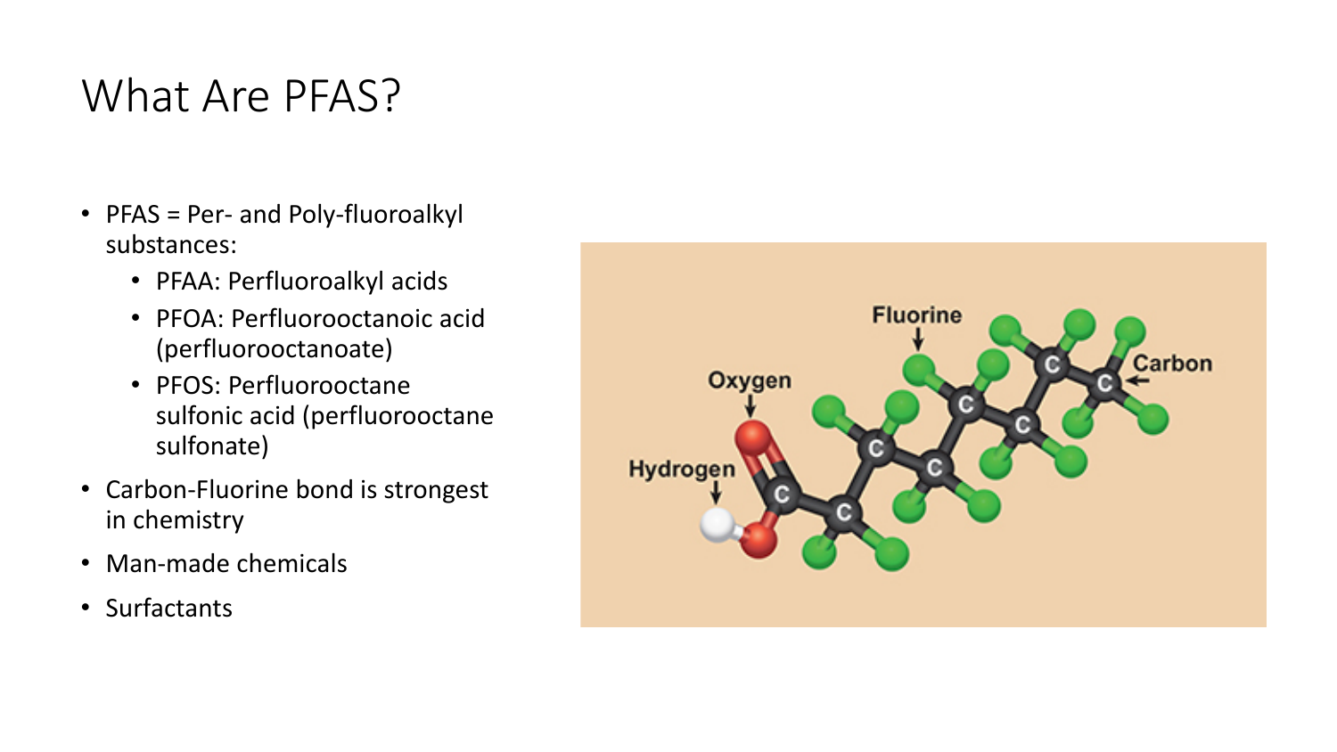# What Are PFAS?

- PFAS = Per- and Poly-fluoroalkyl substances:
  - PFAA: Perfluoroalkyl acids
  - PFOA: Perfluorooctanoic acid (perfluorooctanoate)
  - PFOS: Perfluorooctane sulfonic acid (perfluorooctane sulfonate)
- Carbon-Fluorine bond is strongest in chemistry
- Man-made chemicals
- Surfactants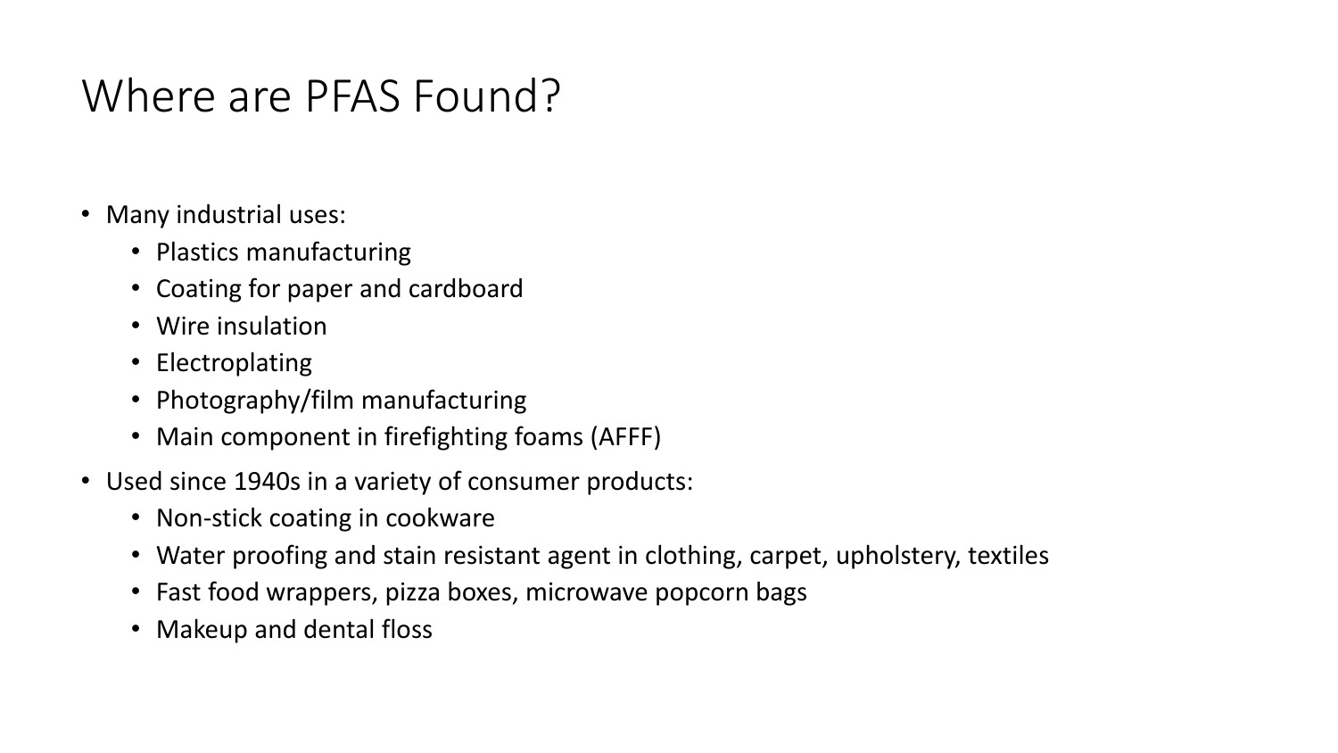# Where are PFAS Found?

- Many industrial uses:
  - Plastics manufacturing
  - Coating for paper and cardboard
  - Wire insulation
  - Electroplating
  - Photography/film manufacturing
  - Main component in firefighting foams (AFFF)
- Used since 1940s in a variety of consumer products:
  - Non-stick coating in cookware
  - Water proofing and stain resistant agent in clothing, carpet, upholstery, textiles
  - Fast food wrappers, pizza boxes, microwave popcorn bags
  - Makeup and dental floss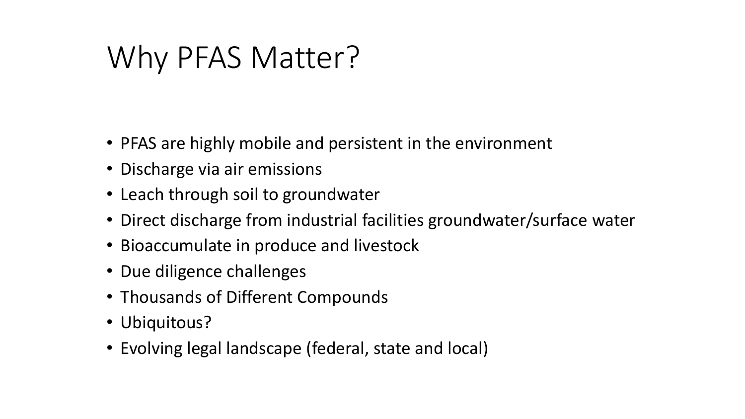# Why PFAS Matter?

- PFAS are highly mobile and persistent in the environment
- Discharge via air emissions
- Leach through soil to groundwater
- Direct discharge from industrial facilities groundwater/surface water
- Bioaccumulate in produce and livestock
- Due diligence challenges
- Thousands of Different Compounds
- Ubiquitous?
- Evolving legal landscape (federal, state and local)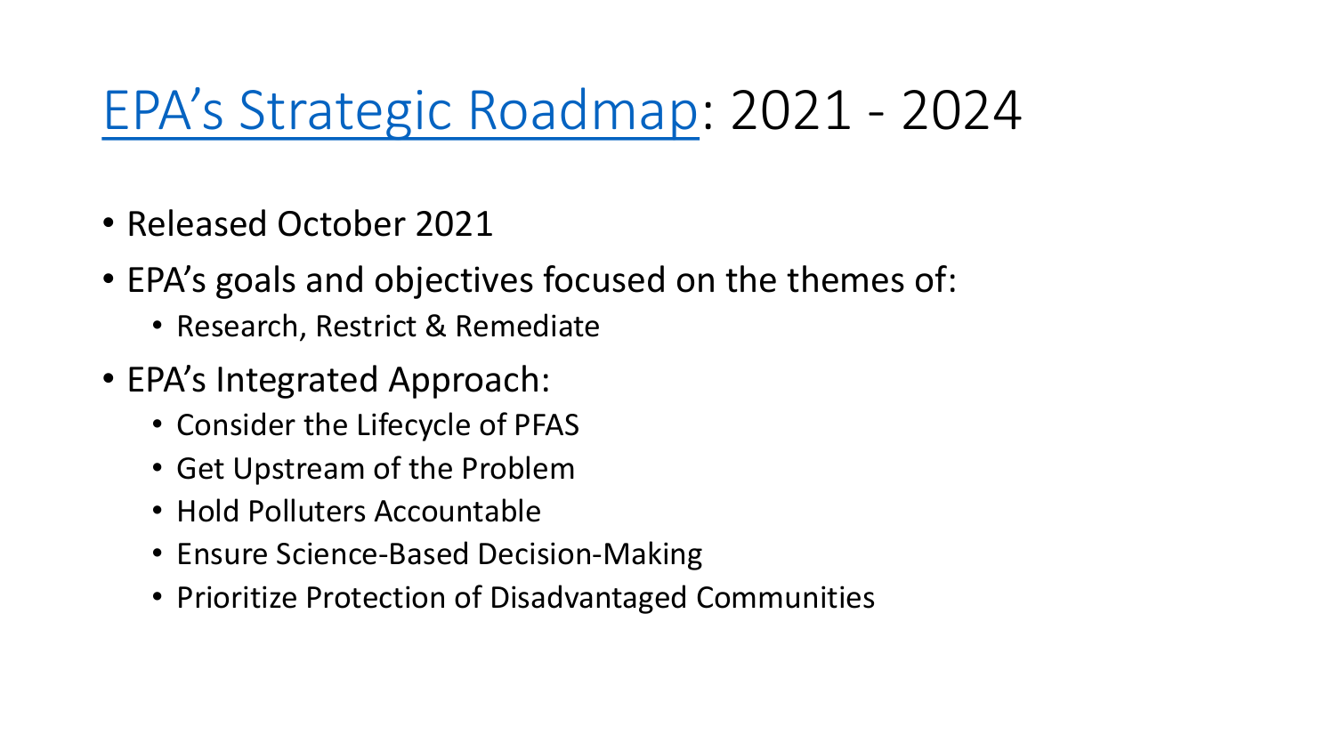# EPA's Strategic Roadmap: 2021 - 2024

- Released October 2021
- EPA's goals and objectives focused on the themes of:
  - Research, Restrict & Remediate
- EPA's Integrated Approach:
  - Consider the Lifecycle of PFAS
  - Get Upstream of the Problem
  - Hold Polluters Accountable
  - Ensure Science-Based Decision-Making
  - Prioritize Protection of Disadvantaged Communities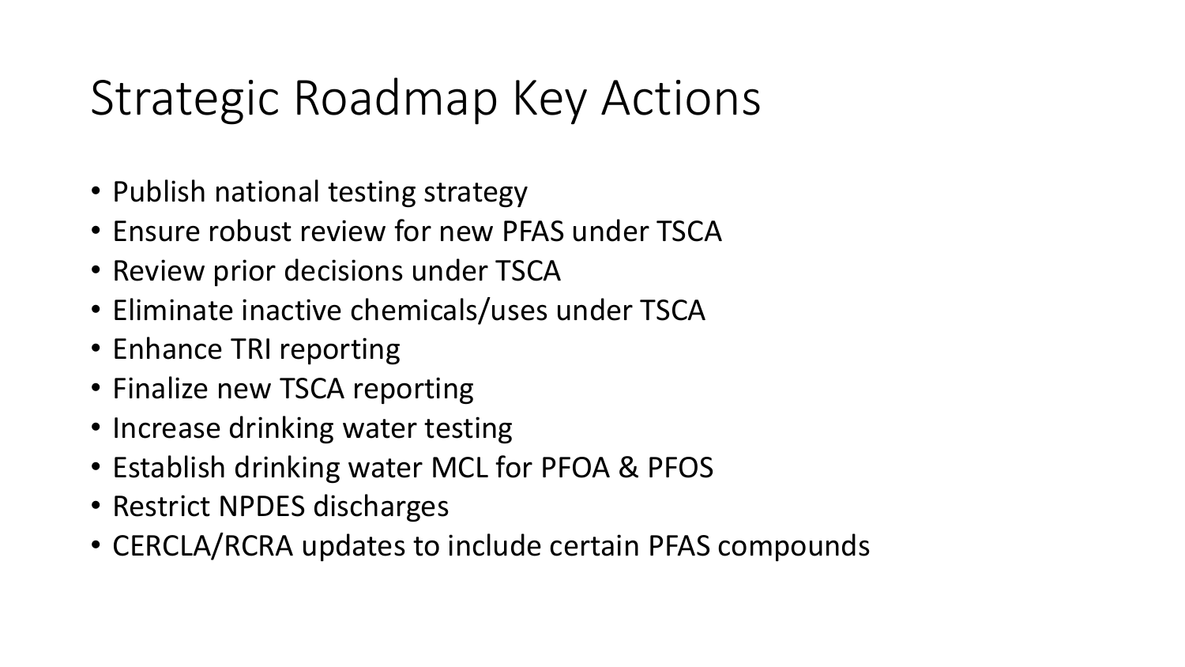# Strategic Roadmap Key Actions

- Publish national testing strategy
- Ensure robust review for new PFAS under TSCA
- Review prior decisions under TSCA
- Eliminate inactive chemicals/uses under TSCA
- Enhance TRI reporting
- Finalize new TSCA reporting
- Increase drinking water testing
- Establish drinking water MCL for PFOA & PFOS
- Restrict NPDES discharges
- CERCLA/RCRA updates to include certain PFAS compounds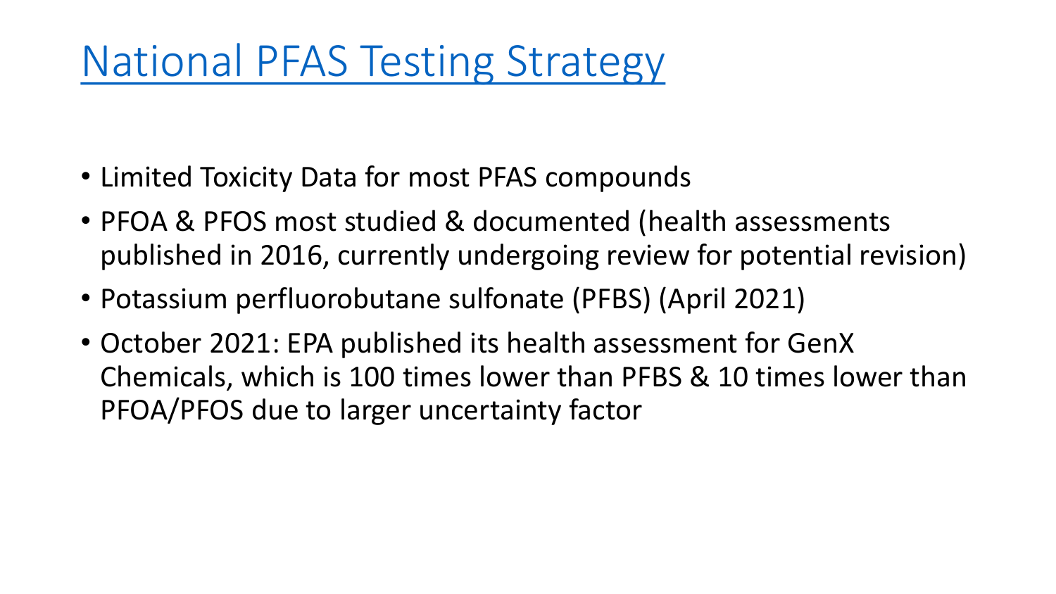# National PFAS Testing Strategy

- Limited Toxicity Data for most PFAS compounds
- PFOA & PFOS most studied & documented (health assessments published in 2016, currently undergoing review for potential revision)
- Potassium perfluorobutane sulfonate (PFBS) (April 2021)
- October 2021: EPA published its health assessment for GenX Chemicals, which is 100 times lower than PFBS & 10 times lower than PFOA/PFOS due to larger uncertainty factor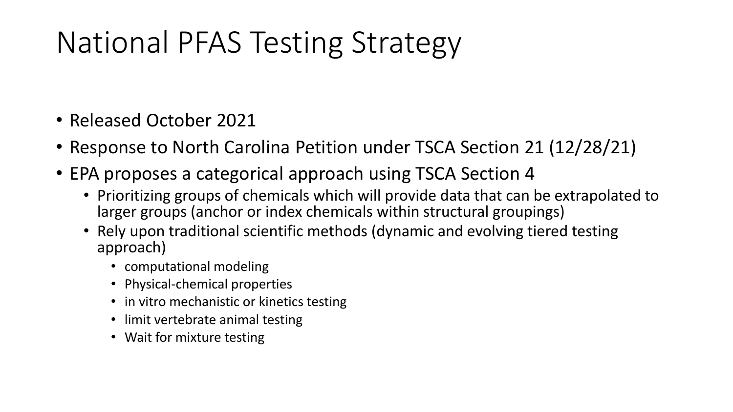# National PFAS Testing Strategy

- Released October 2021
- Response to North Carolina Petition under TSCA Section 21 (12/28/21)
- EPA proposes a categorical approach using TSCA Section 4
  - Prioritizing groups of chemicals which will provide data that can be extrapolated to larger groups (anchor or index chemicals within structural groupings)
  - Rely upon traditional scientific methods (dynamic and evolving tiered testing approach)
    - computational modeling
    - Physical-chemical properties
    - in vitro mechanistic or kinetics testing
    - limit vertebrate animal testing
    - Wait for mixture testing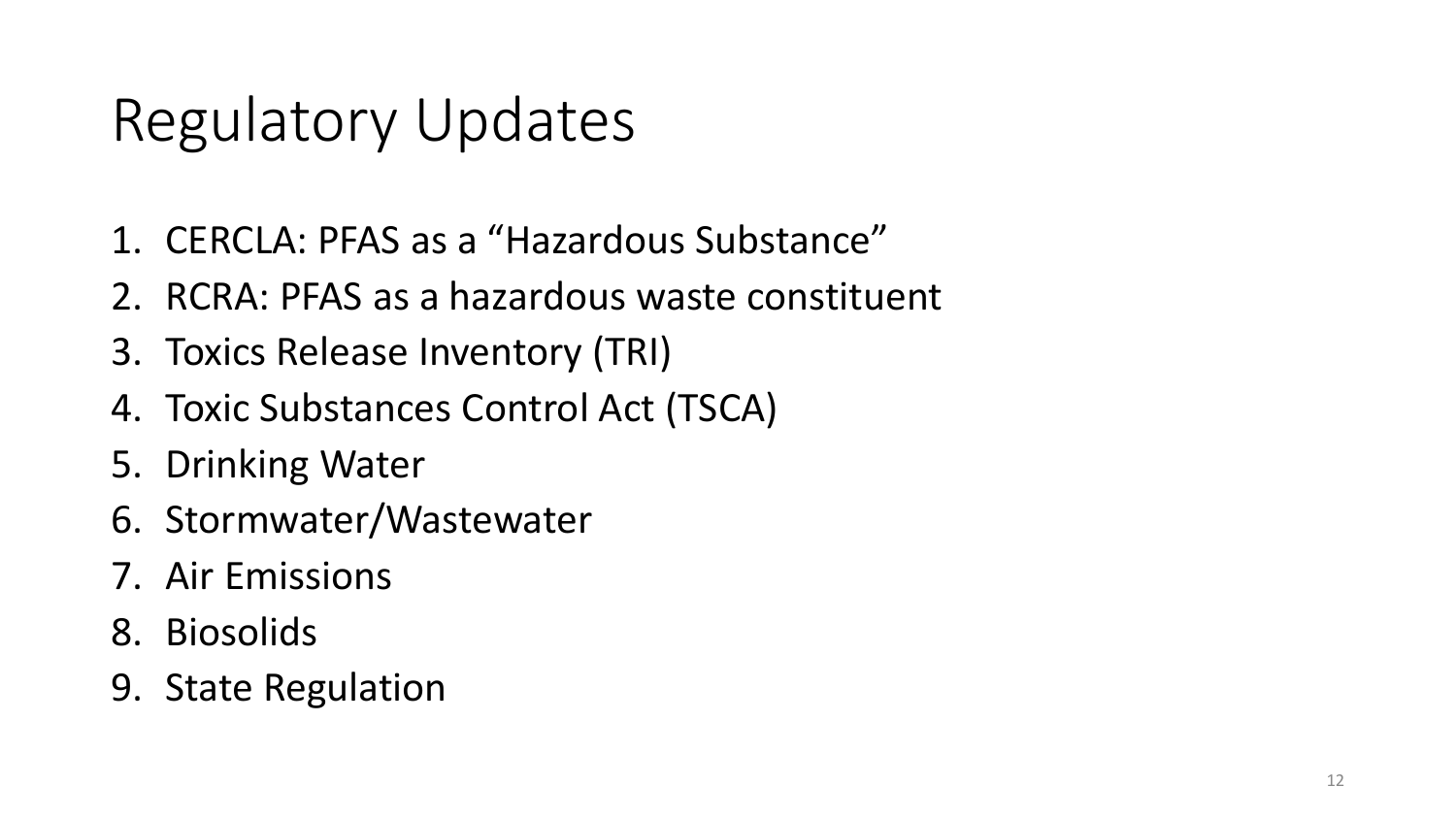# Regulatory Updates

1. CERCLA: PFAS as a “Hazardous Substance”
2. RCRA: PFAS as a hazardous waste constituent
3. Toxics Release Inventory (TRI)
4. Toxic Substances Control Act (TSCA)
5. Drinking Water
6. Stormwater/Wastewater
7. Air Emissions
8. Biosolids
9. State Regulation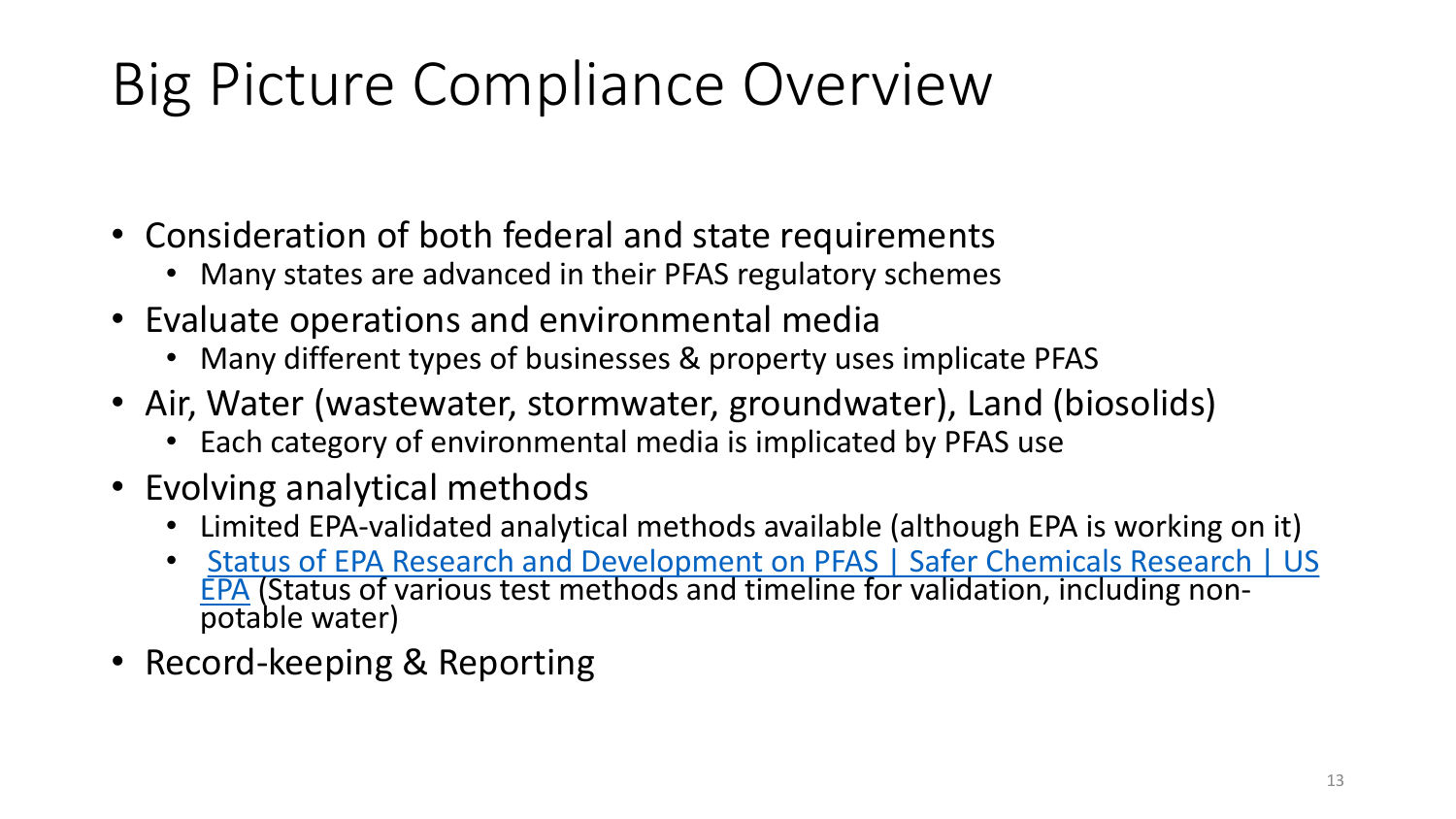# Big Picture Compliance Overview

- Consideration of both federal and state requirements
  - Many states are advanced in their PFAS regulatory schemes
- Evaluate operations and environmental media
  - Many different types of businesses & property uses implicate PFAS
- Air, Water (wastewater, stormwater, groundwater), Land (biosolids)
  - Each category of environmental media is implicated by PFAS use
- Evolving analytical methods
  - Limited EPA-validated analytical methods available (although EPA is working on it)
  - Status of EPA Research and Development on PFAS | Safer Chemicals Research | US EPA (Status of various test methods and timeline for validation, including non-potable water)
- Record-keeping & Reporting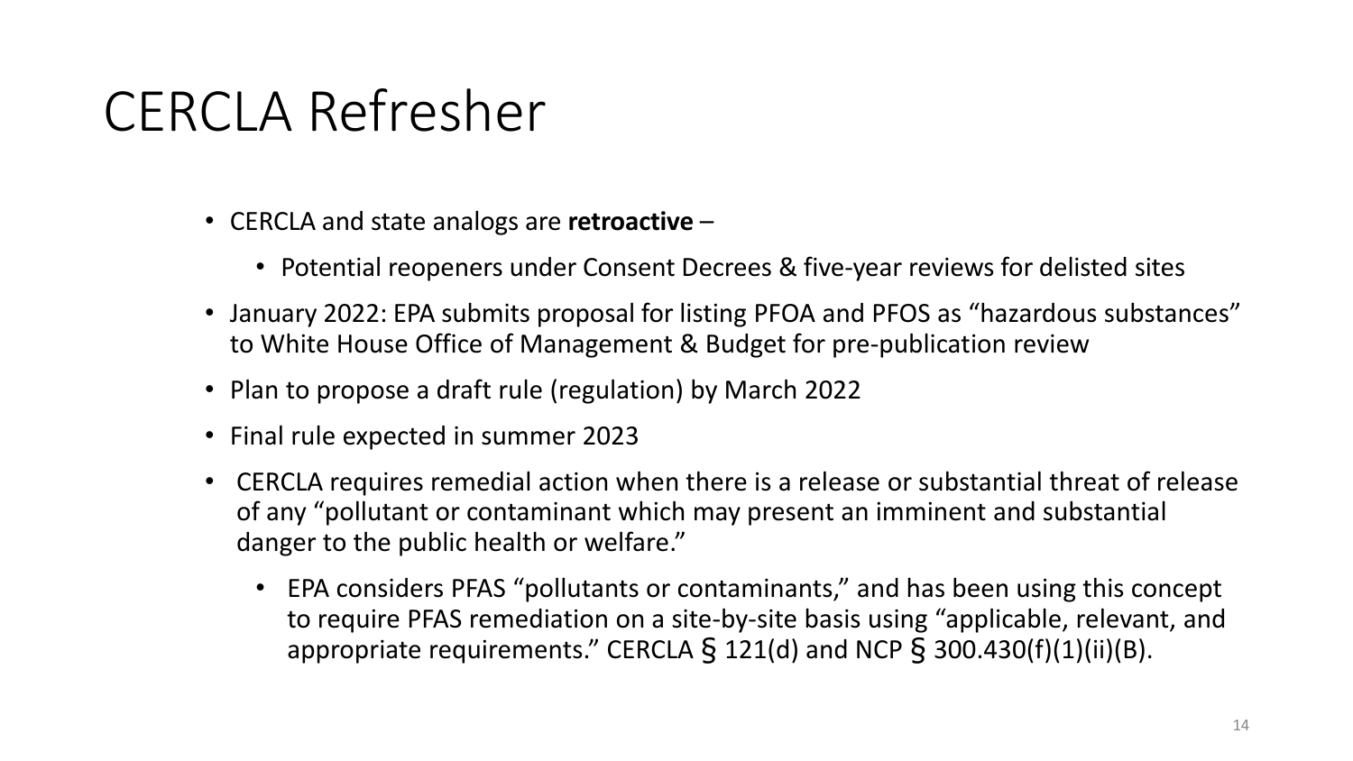# CERCLA Refresher

- CERCLA and state analogs are **retroactive** –
  - Potential reopeners under Consent Decrees & five-year reviews for delisted sites
- January 2022: EPA submits proposal for listing PFOA and PFOS as "hazardous substances" to White House Office of Management & Budget for pre-publication review
- Plan to propose a draft rule (regulation) by March 2022
- Final rule expected in summer 2023
- CERCLA requires remedial action when there is a release or substantial threat of release of any "pollutant or contaminant which may present an imminent and substantial danger to the public health or welfare."
  - EPA considers PFAS "pollutants or contaminants," and has been using this concept to require PFAS remediation on a site-by-site basis using "applicable, relevant, and appropriate requirements." CERCLA § 121(d) and NCP § 300.430(f)(1)(ii)(B).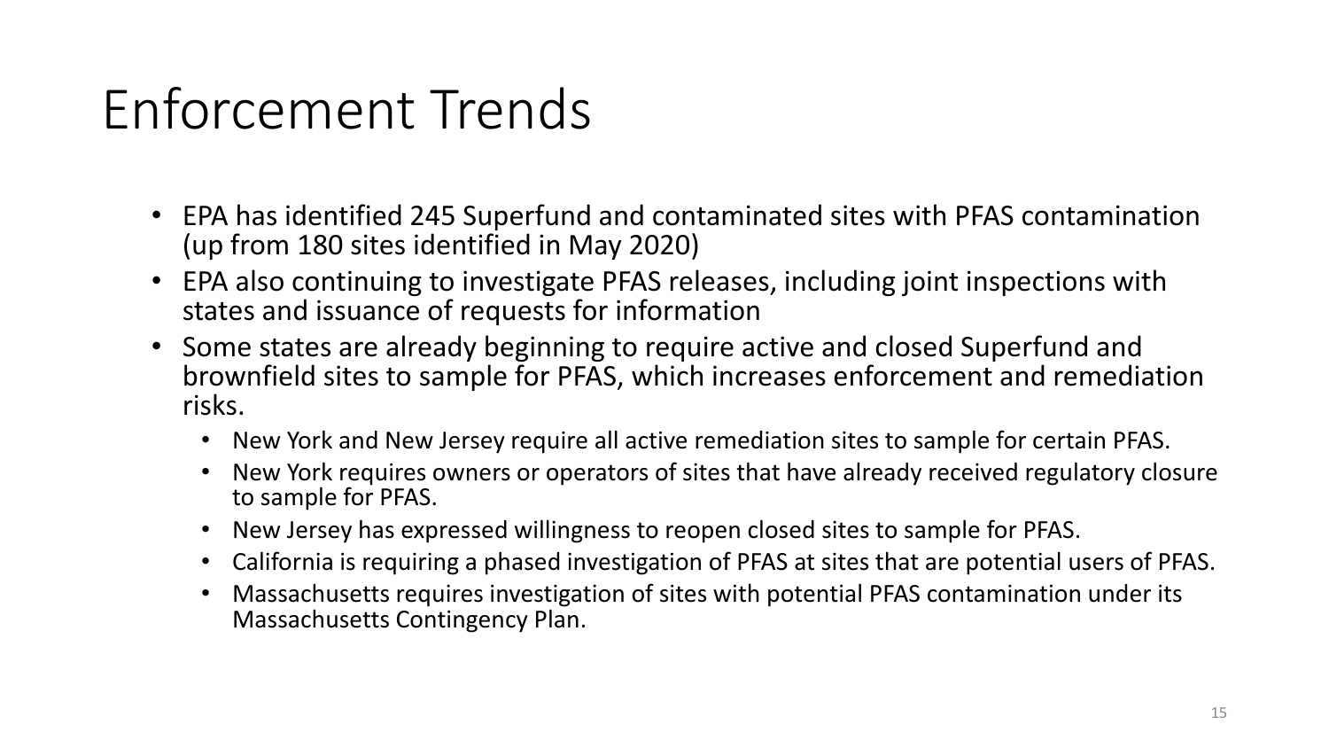# Enforcement Trends

- EPA has identified 245 Superfund and contaminated sites with PFAS contamination (up from 180 sites identified in May 2020)
- EPA also continuing to investigate PFAS releases, including joint inspections with states and issuance of requests for information
- Some states are already beginning to require active and closed Superfund and brownfield sites to sample for PFAS, which increases enforcement and remediation risks.
  - New York and New Jersey require all active remediation sites to sample for certain PFAS.
  - New York requires owners or operators of sites that have already received regulatory closure to sample for PFAS.
  - New Jersey has expressed willingness to reopen closed sites to sample for PFAS.
  - California is requiring a phased investigation of PFAS at sites that are potential users of PFAS.
  - Massachusetts requires investigation of sites with potential PFAS contamination under its Massachusetts Contingency Plan.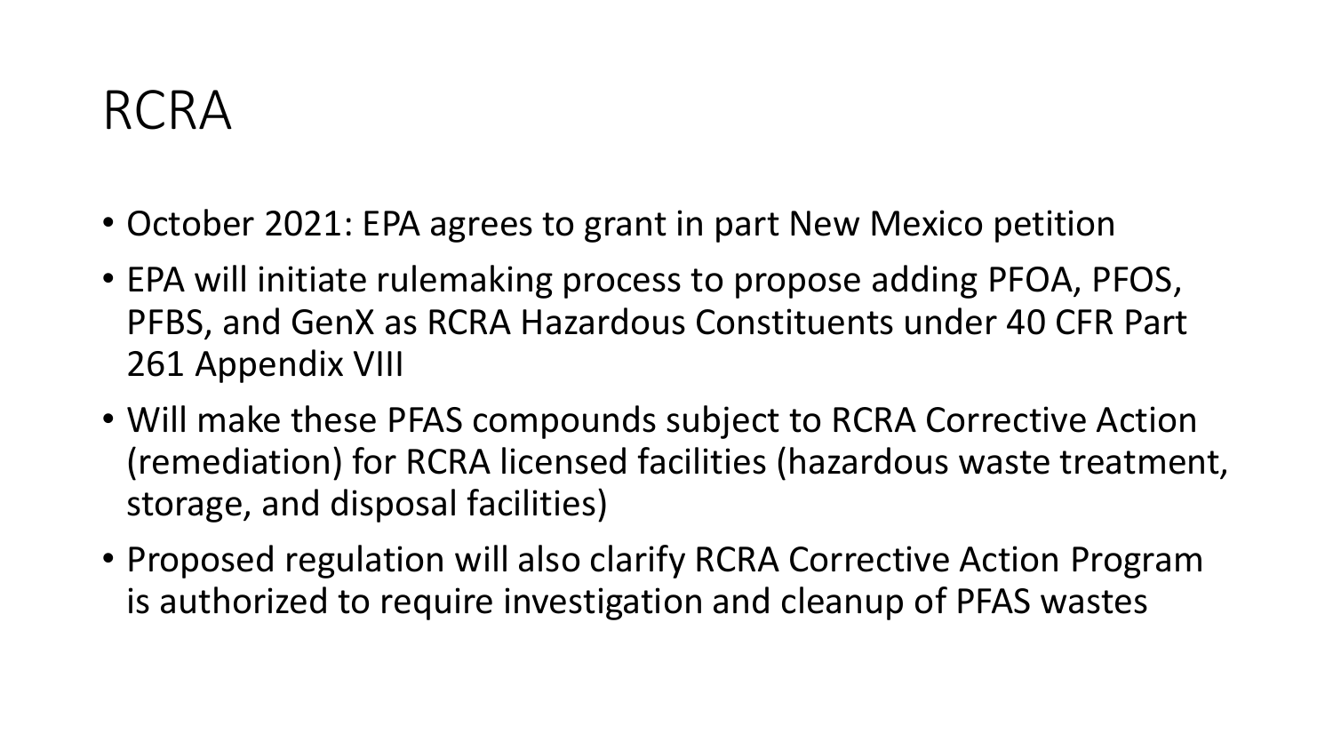# RCRA

- October 2021: EPA agrees to grant in part New Mexico petition
- EPA will initiate rulemaking process to propose adding PFOA, PFOS, PFBS, and GenX as RCRA Hazardous Constituents under 40 CFR Part 261 Appendix VIII
- Will make these PFAS compounds subject to RCRA Corrective Action (remediation) for RCRA licensed facilities (hazardous waste treatment, storage, and disposal facilities)
- Proposed regulation will also clarify RCRA Corrective Action Program is authorized to require investigation and cleanup of PFAS wastes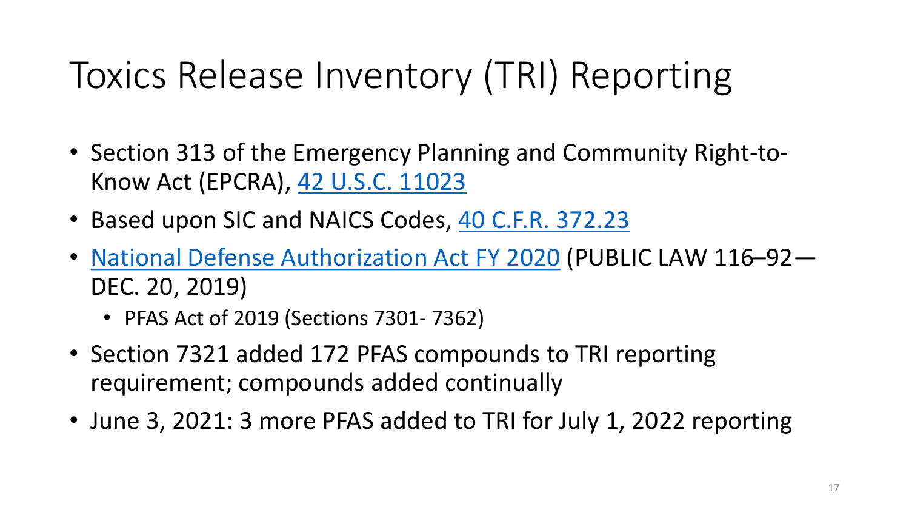# Toxics Release Inventory (TRI) Reporting

- Section 313 of the Emergency Planning and Community Right-to-Know Act (EPCRA), 42 U.S.C. 11023
- Based upon SIC and NAICS Codes, 40 C.F.R. 372.23
- National Defense Authorization Act FY 2020 (PUBLIC LAW 116–92—DEC. 20, 2019)
  - PFAS Act of 2019 (Sections 7301- 7362)
- Section 7321 added 172 PFAS compounds to TRI reporting requirement; compounds added continually
- June 3, 2021: 3 more PFAS added to TRI for July 1, 2022 reporting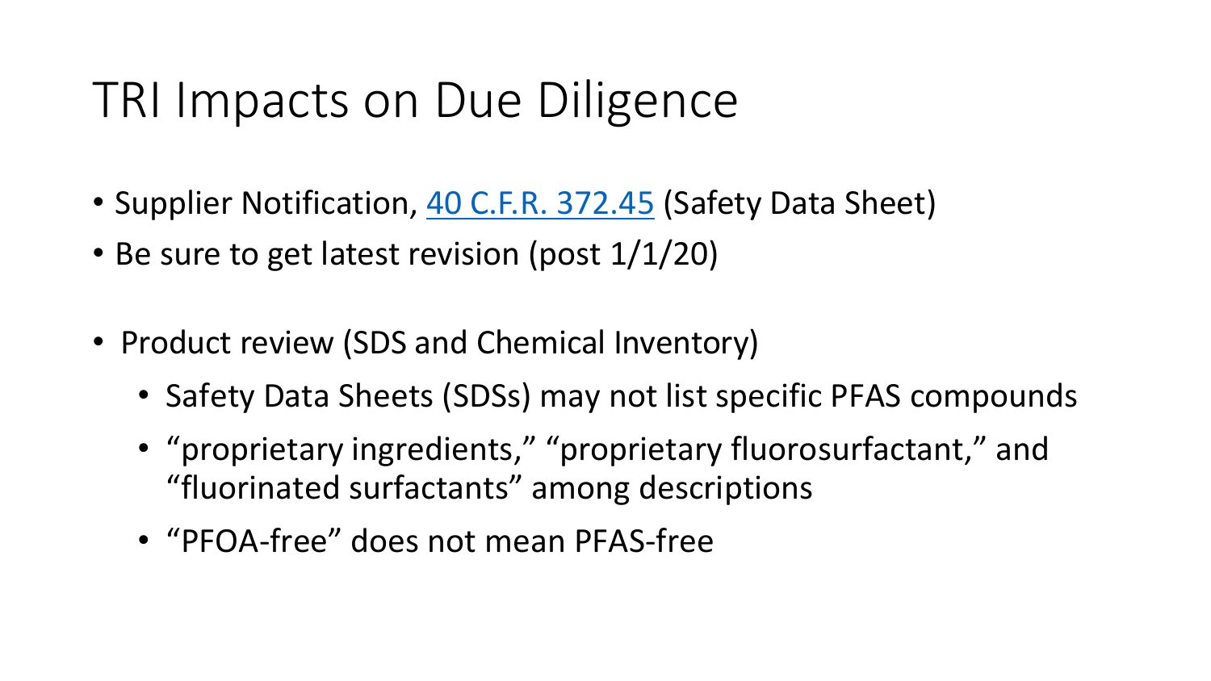# TRI Impacts on Due Diligence

- Supplier Notification, [40 C.F.R. 372.45]() (Safety Data Sheet)
- Be sure to get latest revision (post 1/1/20)

- Product review (SDS and Chemical Inventory)
  - Safety Data Sheets (SDSs) may not list specific PFAS compounds
  - "proprietary ingredients," "proprietary fluorosurfactant," and "fluorinated surfactants" among descriptions
  - "PFOA-free" does not mean PFAS-free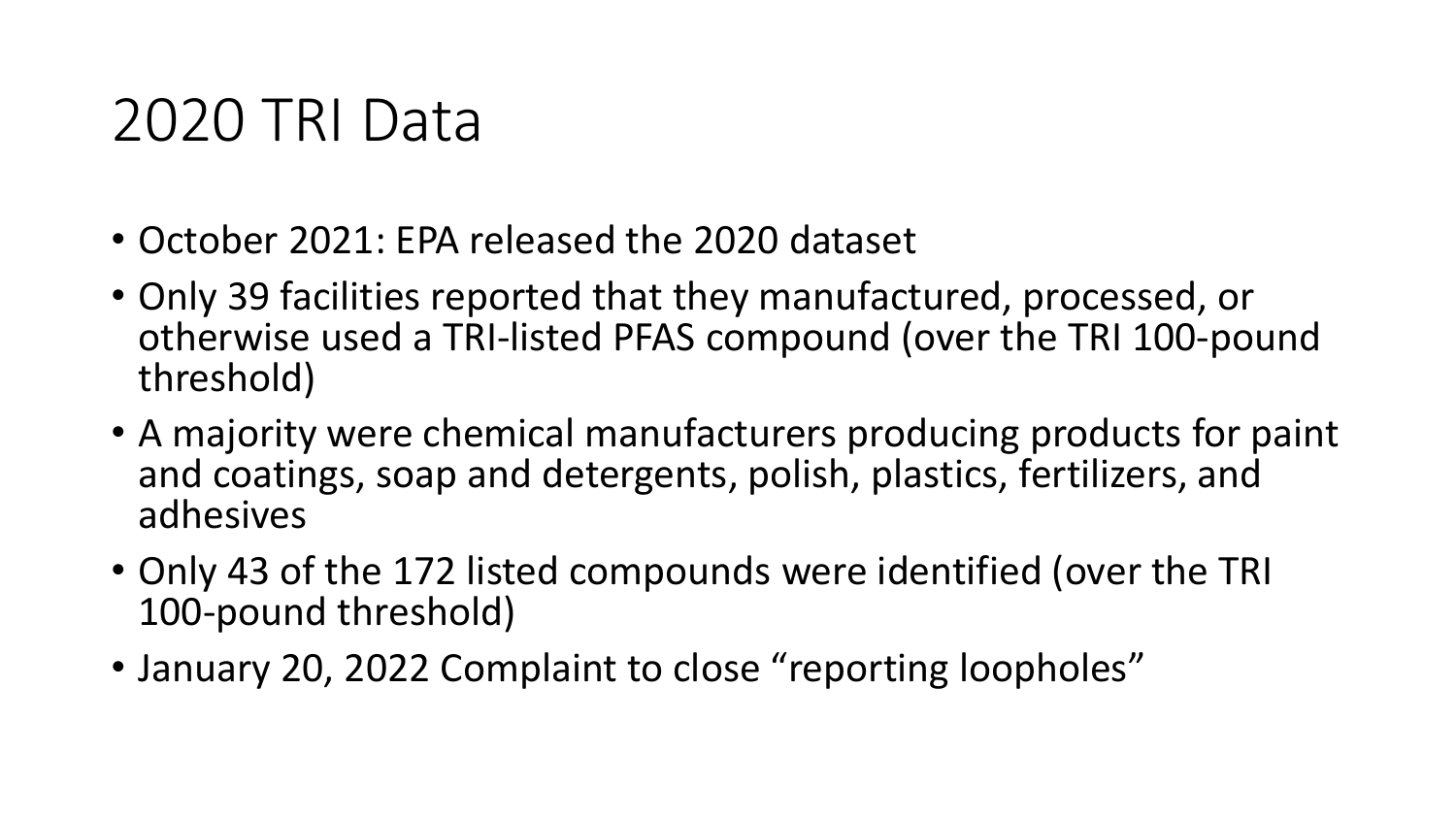# 2020 TRI Data

- October 2021: EPA released the 2020 dataset
- Only 39 facilities reported that they manufactured, processed, or otherwise used a TRI-listed PFAS compound (over the TRI 100-pound threshold)
- A majority were chemical manufacturers producing products for paint and coatings, soap and detergents, polish, plastics, fertilizers, and adhesives
- Only 43 of the 172 listed compounds were identified (over the TRI 100-pound threshold)
- January 20, 2022 Complaint to close "reporting loopholes"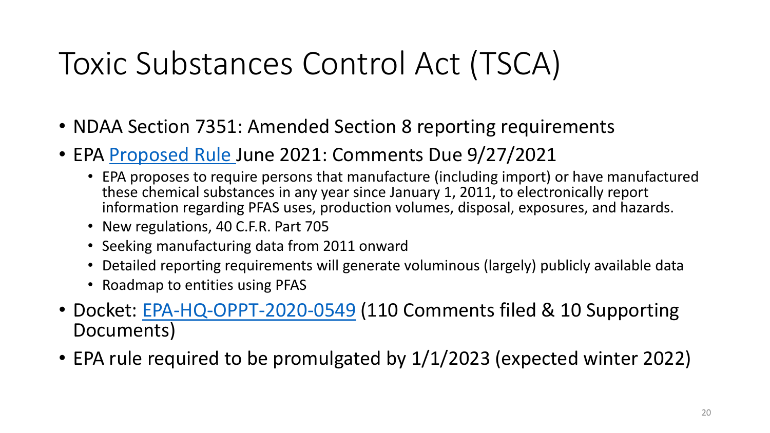# Toxic Substances Control Act (TSCA)

- NDAA Section 7351: Amended Section 8 reporting requirements
- EPA Proposed Rule June 2021: Comments Due 9/27/2021
  - EPA proposes to require persons that manufacture (including import) or have manufactured these chemical substances in any year since January 1, 2011, to electronically report information regarding PFAS uses, production volumes, disposal, exposures, and hazards.
  - New regulations, 40 C.F.R. Part 705
  - Seeking manufacturing data from 2011 onward
  - Detailed reporting requirements will generate voluminous (largely) publicly available data
  - Roadmap to entities using PFAS
- Docket: EPA-HQ-OPPT-2020-0549 (110 Comments filed & 10 Supporting Documents)
- EPA rule required to be promulgated by 1/1/2023 (expected winter 2022)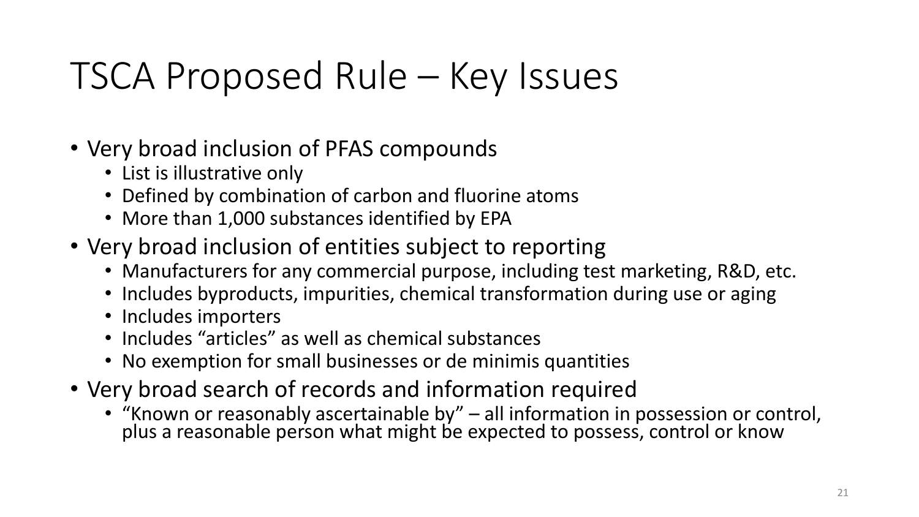# TSCA Proposed Rule – Key Issues

- Very broad inclusion of PFAS compounds
  - List is illustrative only
  - Defined by combination of carbon and fluorine atoms
  - More than 1,000 substances identified by EPA
- Very broad inclusion of entities subject to reporting
  - Manufacturers for any commercial purpose, including test marketing, R&D, etc.
  - Includes byproducts, impurities, chemical transformation during use or aging
  - Includes importers
  - Includes "articles" as well as chemical substances
  - No exemption for small businesses or de minimis quantities
- Very broad search of records and information required
  - "Known or reasonably ascertainable by" – all information in possession or control, plus a reasonable person what might be expected to possess, control or know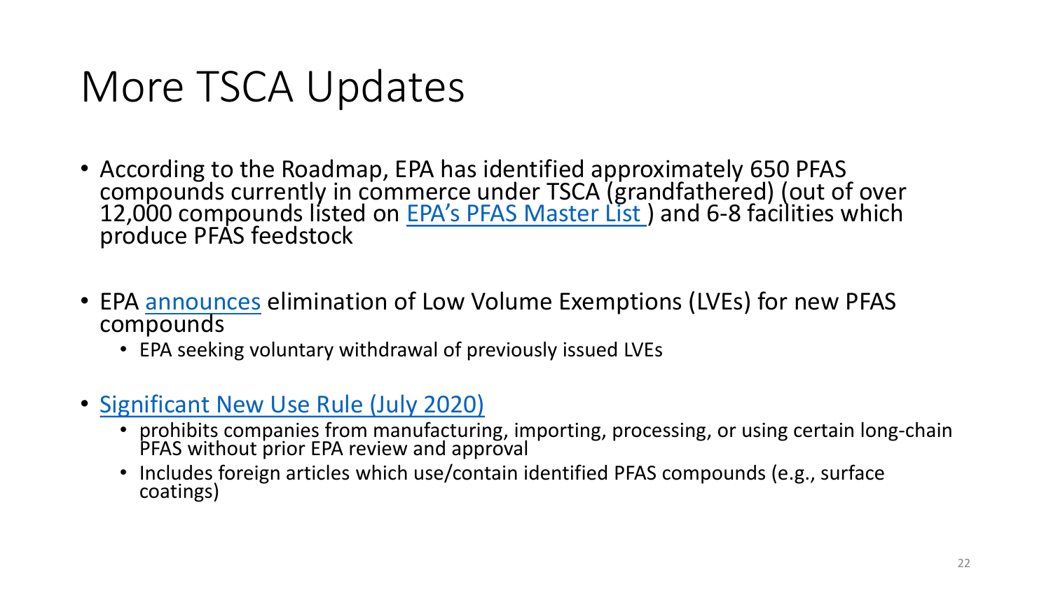# More TSCA Updates

- According to the Roadmap, EPA has identified approximately 650 PFAS compounds currently in commerce under TSCA (grandfathered) (out of over 12,000 compounds listed on EPA's PFAS Master List ) and 6-8 facilities which produce PFAS feedstock

- EPA announces elimination of Low Volume Exemptions (LVEs) for new PFAS compounds
  - EPA seeking voluntary withdrawal of previously issued LVEs

- Significant New Use Rule (July 2020)
  - prohibits companies from manufacturing, importing, processing, or using certain long-chain PFAS without prior EPA review and approval
  - Includes foreign articles which use/contain identified PFAS compounds (e.g., surface coatings)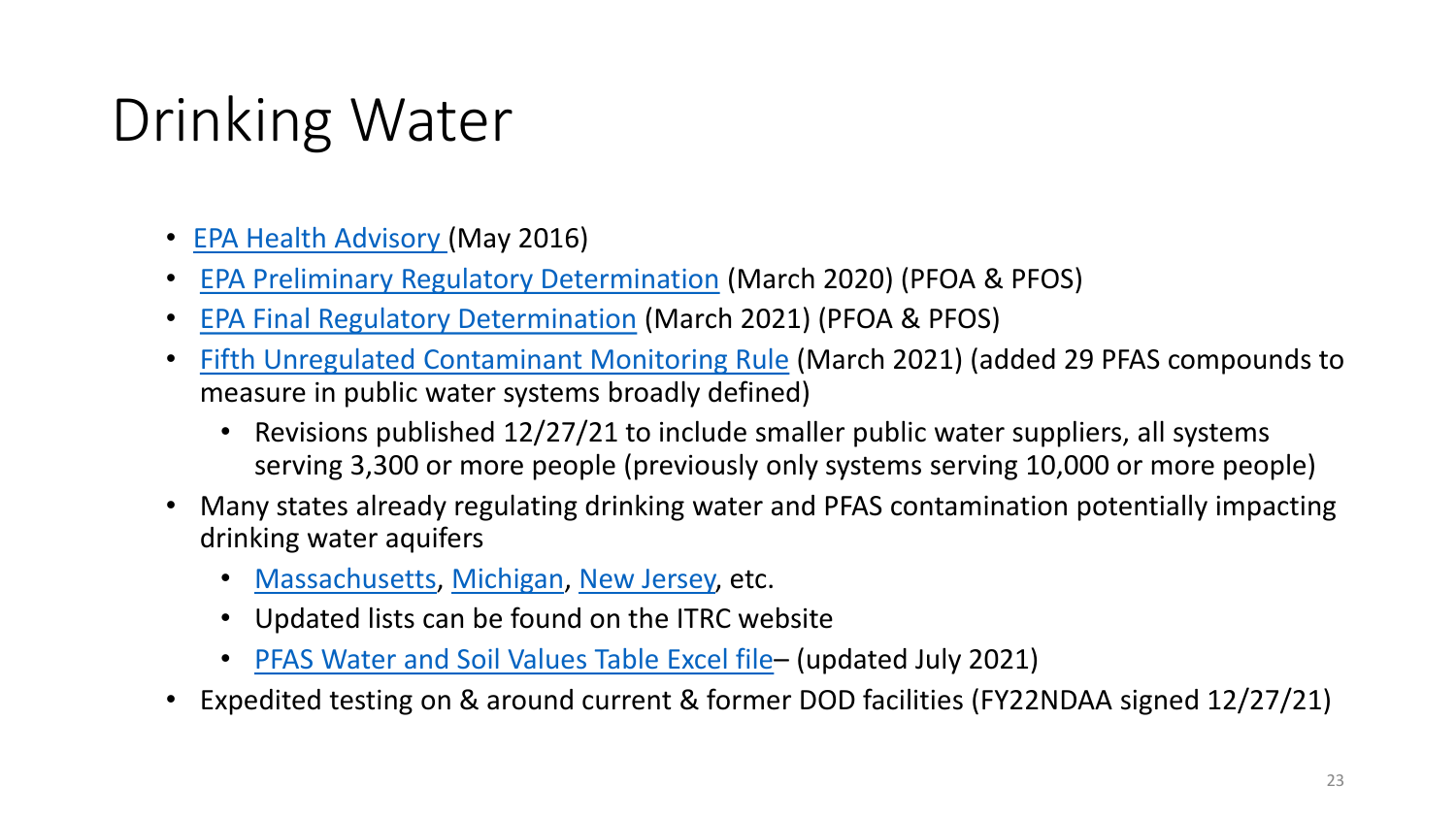# Drinking Water

- EPA Health Advisory (May 2016)
- EPA Preliminary Regulatory Determination (March 2020) (PFOA & PFOS)
- EPA Final Regulatory Determination (March 2021) (PFOA & PFOS)
- Fifth Unregulated Contaminant Monitoring Rule (March 2021) (added 29 PFAS compounds to measure in public water systems broadly defined)
  - Revisions published 12/27/21 to include smaller public water suppliers, all systems serving 3,300 or more people (previously only systems serving 10,000 or more people)
- Many states already regulating drinking water and PFAS contamination potentially impacting drinking water aquifers
  - Massachusetts, Michigan, New Jersey, etc.
  - Updated lists can be found on the ITRC website
  - PFAS Water and Soil Values Table Excel file– (updated July 2021)
- Expedited testing on & around current & former DOD facilities (FY22NDAA signed 12/27/21)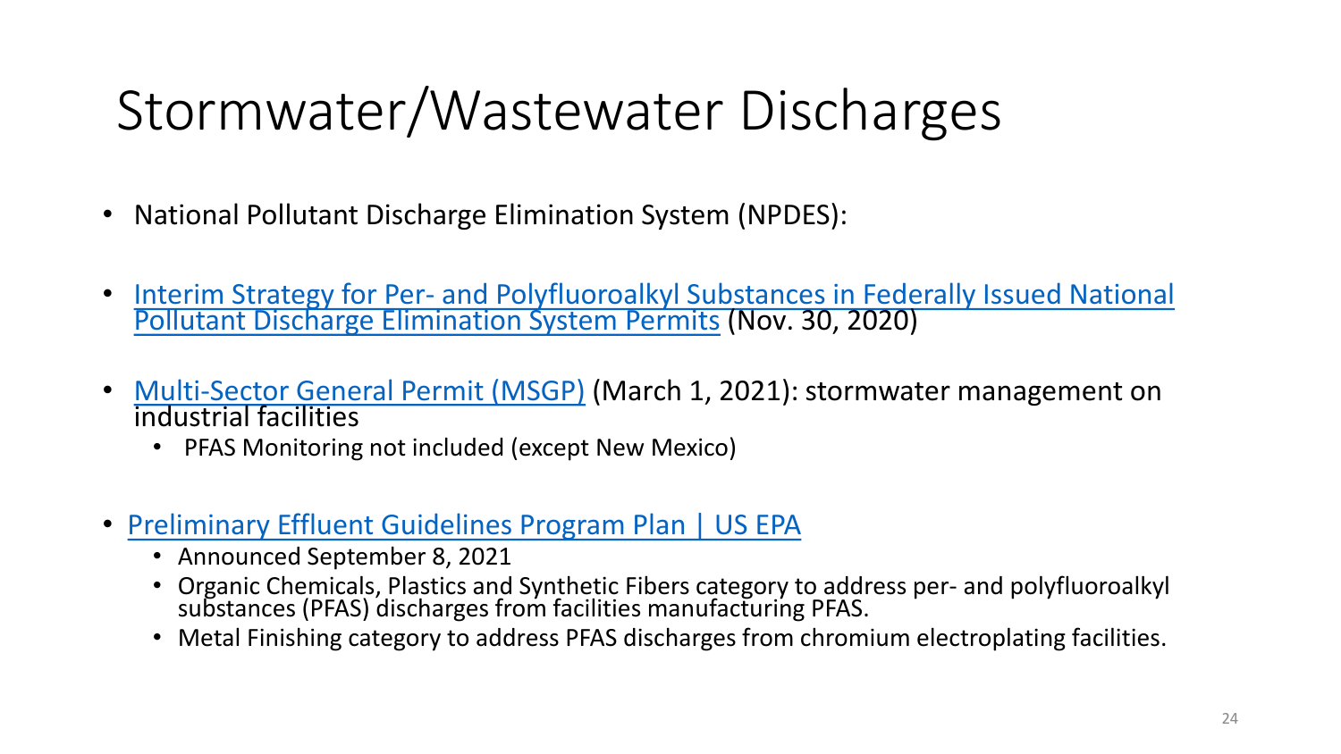# Stormwater/Wastewater Discharges

- National Pollutant Discharge Elimination System (NPDES):
- Interim Strategy for Per- and Polyfluoroalkyl Substances in Federally Issued National Pollutant Discharge Elimination System Permits (Nov. 30, 2020)
- Multi-Sector General Permit (MSGP) (March 1, 2021): stormwater management on industrial facilities
  - PFAS Monitoring not included (except New Mexico)
- Preliminary Effluent Guidelines Program Plan | US EPA
  - Announced September 8, 2021
  - Organic Chemicals, Plastics and Synthetic Fibers category to address per- and polyfluoroalkyl substances (PFAS) discharges from facilities manufacturing PFAS.
  - Metal Finishing category to address PFAS discharges from chromium electroplating facilities.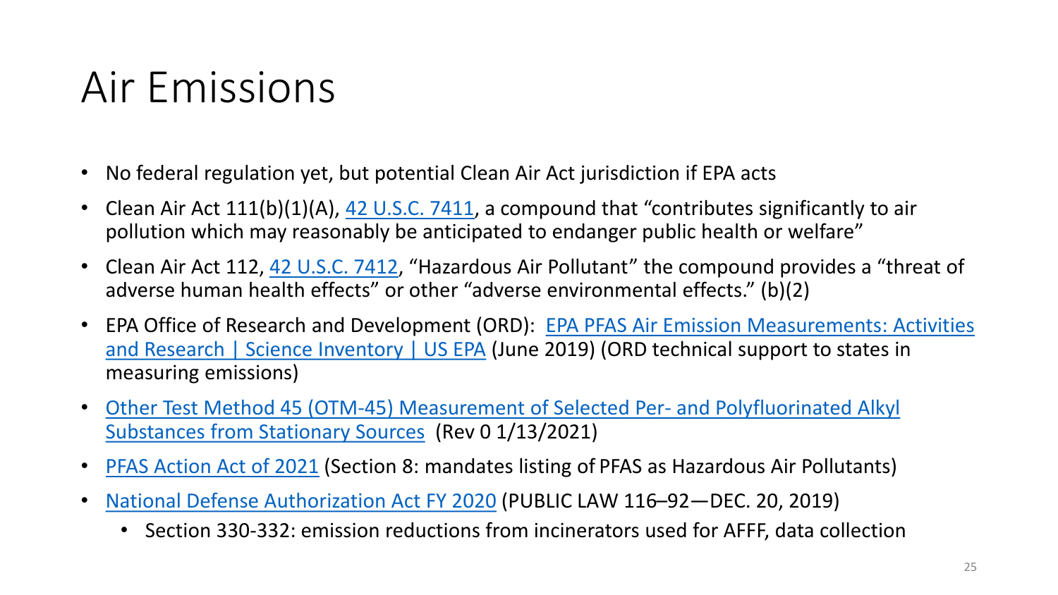# Air Emissions

- No federal regulation yet, but potential Clean Air Act jurisdiction if EPA acts
- Clean Air Act 111(b)(1)(A), 42 U.S.C. 7411, a compound that "contributes significantly to air pollution which may reasonably be anticipated to endanger public health or welfare"
- Clean Air Act 112, 42 U.S.C. 7412, "Hazardous Air Pollutant" the compound provides a "threat of adverse human health effects" or other "adverse environmental effects." (b)(2)
- EPA Office of Research and Development (ORD): EPA PFAS Air Emission Measurements: Activities and Research | Science Inventory | US EPA (June 2019) (ORD technical support to states in measuring emissions)
- Other Test Method 45 (OTM-45) Measurement of Selected Per- and Polyfluorinated Alkyl Substances from Stationary Sources (Rev 0 1/13/2021)
- PFAS Action Act of 2021 (Section 8: mandates listing of PFAS as Hazardous Air Pollutants)
- National Defense Authorization Act FY 2020 (PUBLIC LAW 116–92—DEC. 20, 2019)
    - Section 330-332: emission reductions from incinerators used for AFFF, data collection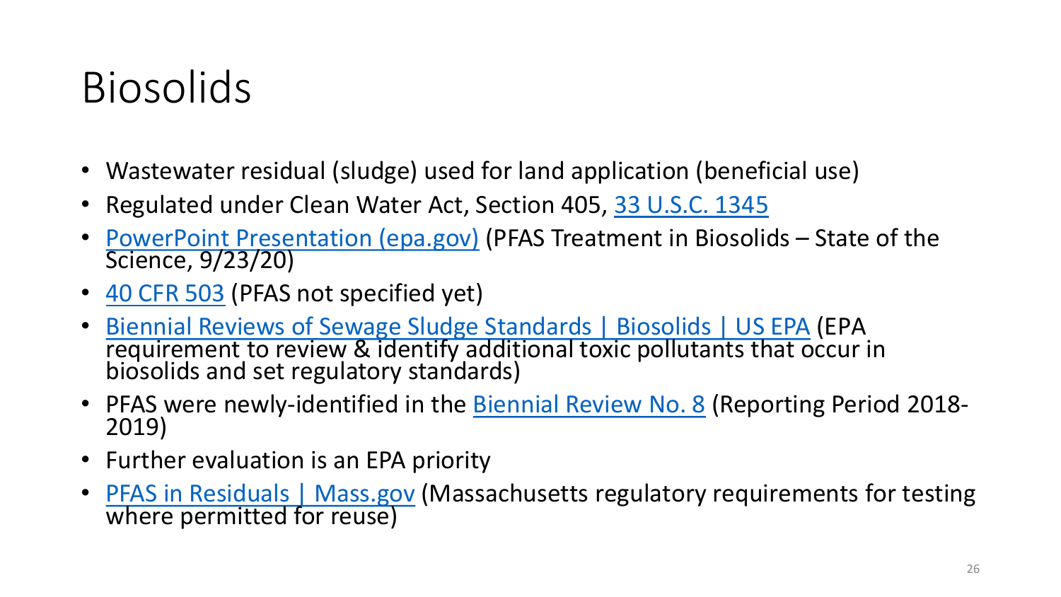# Biosolids

- Wastewater residual (sludge) used for land application (beneficial use)
- Regulated under Clean Water Act, Section 405, 33 U.S.C. 1345
- PowerPoint Presentation (epa.gov) (PFAS Treatment in Biosolids – State of the Science, 9/23/20)
- 40 CFR 503 (PFAS not specified yet)
- Biennial Reviews of Sewage Sludge Standards | Biosolids | US EPA (EPA requirement to review & identify additional toxic pollutants that occur in biosolids and set regulatory standards)
- PFAS were newly-identified in the Biennial Review No. 8 (Reporting Period 2018-2019)
- Further evaluation is an EPA priority
- PFAS in Residuals | Mass.gov (Massachusetts regulatory requirements for testing where permitted for reuse)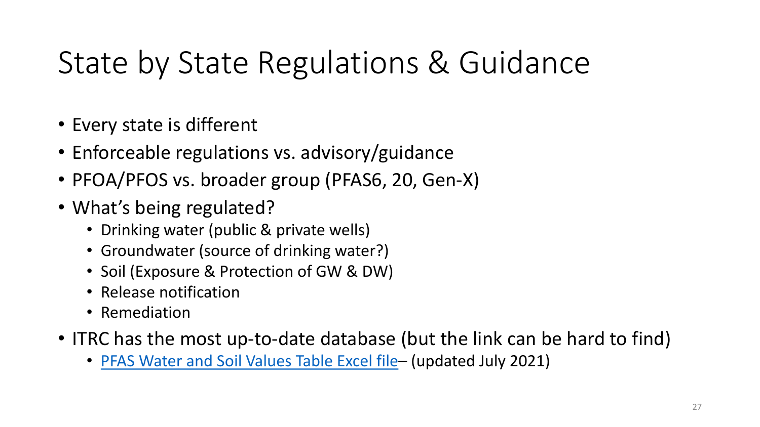# State by State Regulations & Guidance

- Every state is different
- Enforceable regulations vs. advisory/guidance
- PFOA/PFOS vs. broader group (PFAS6, 20, Gen-X)
- What's being regulated?
  - Drinking water (public & private wells)
  - Groundwater (source of drinking water?)
  - Soil (Exposure & Protection of GW & DW)
  - Release notification
  - Remediation
- ITRC has the most up-to-date database (but the link can be hard to find)
  - PFAS Water and Soil Values Table Excel file– (updated July 2021)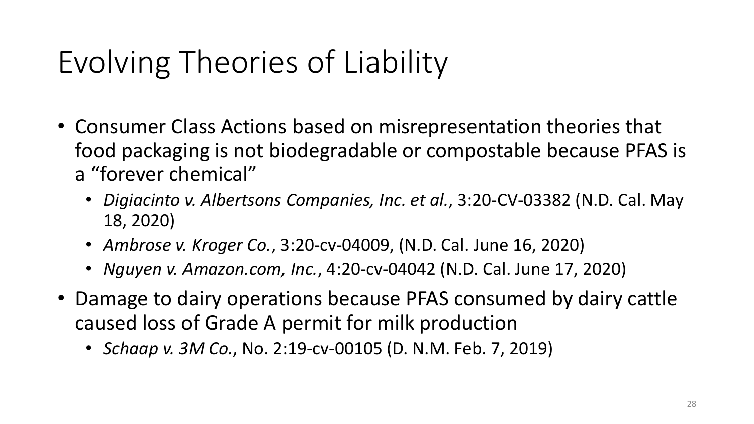# Evolving Theories of Liability

- Consumer Class Actions based on misrepresentation theories that food packaging is not biodegradable or compostable because PFAS is a "forever chemical"
  - *Digiacinto v. Albertsons Companies, Inc. et al.*, 3:20-CV-03382 (N.D. Cal. May 18, 2020)
  - *Ambrose v. Kroger Co.*, 3:20-cv-04009, (N.D. Cal. June 16, 2020)
  - *Nguyen v. Amazon.com, Inc.*, 4:20-cv-04042 (N.D. Cal. June 17, 2020)
- Damage to dairy operations because PFAS consumed by dairy cattle caused loss of Grade A permit for milk production
  - *Schaap v. 3M Co.*, No. 2:19-cv-00105 (D. N.M. Feb. 7, 2019)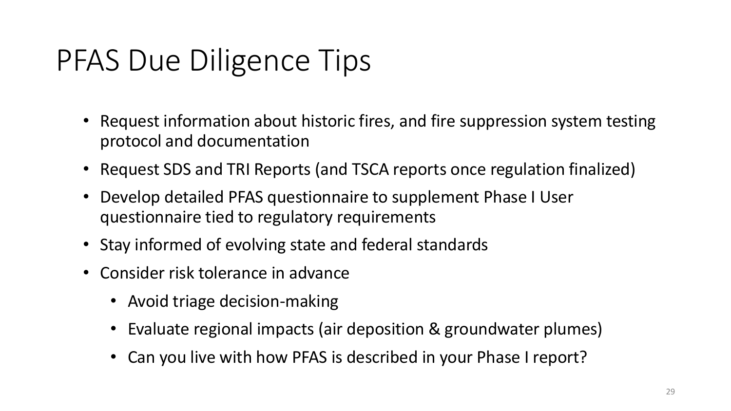# PFAS Due Diligence Tips

- Request information about historic fires, and fire suppression system testing protocol and documentation
- Request SDS and TRI Reports (and TSCA reports once regulation finalized)
- Develop detailed PFAS questionnaire to supplement Phase I User questionnaire tied to regulatory requirements
- Stay informed of evolving state and federal standards
- Consider risk tolerance in advance
  - Avoid triage decision-making
  - Evaluate regional impacts (air deposition & groundwater plumes)
  - Can you live with how PFAS is described in your Phase I report?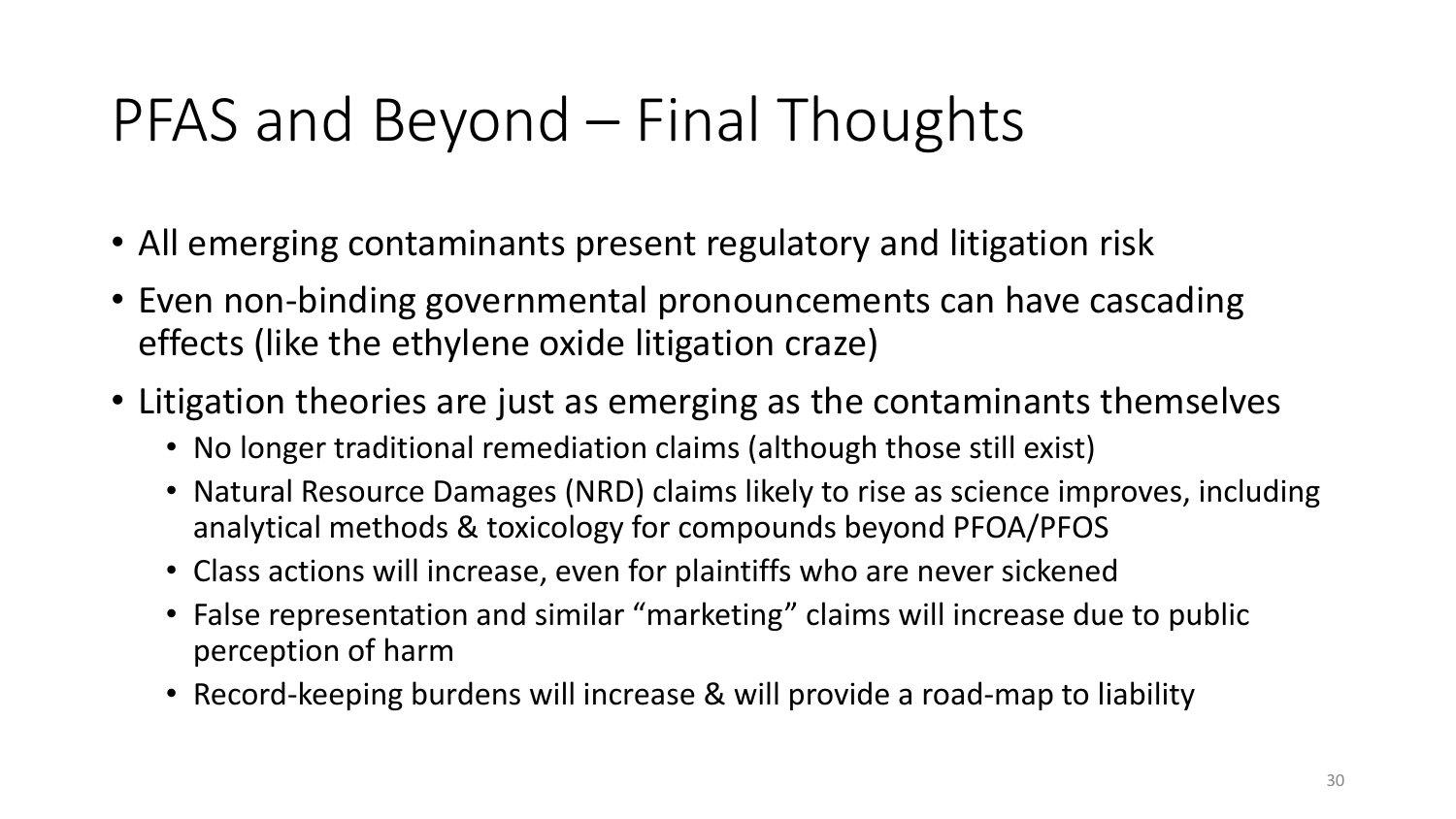# PFAS and Beyond – Final Thoughts

- All emerging contaminants present regulatory and litigation risk
- Even non-binding governmental pronouncements can have cascading effects (like the ethylene oxide litigation craze)
- Litigation theories are just as emerging as the contaminants themselves
  - No longer traditional remediation claims (although those still exist)
  - Natural Resource Damages (NRD) claims likely to rise as science improves, including analytical methods & toxicology for compounds beyond PFOA/PFOS
  - Class actions will increase, even for plaintiffs who are never sickened
  - False representation and similar "marketing" claims will increase due to public perception of harm
  - Record-keeping burdens will increase & will provide a road-map to liability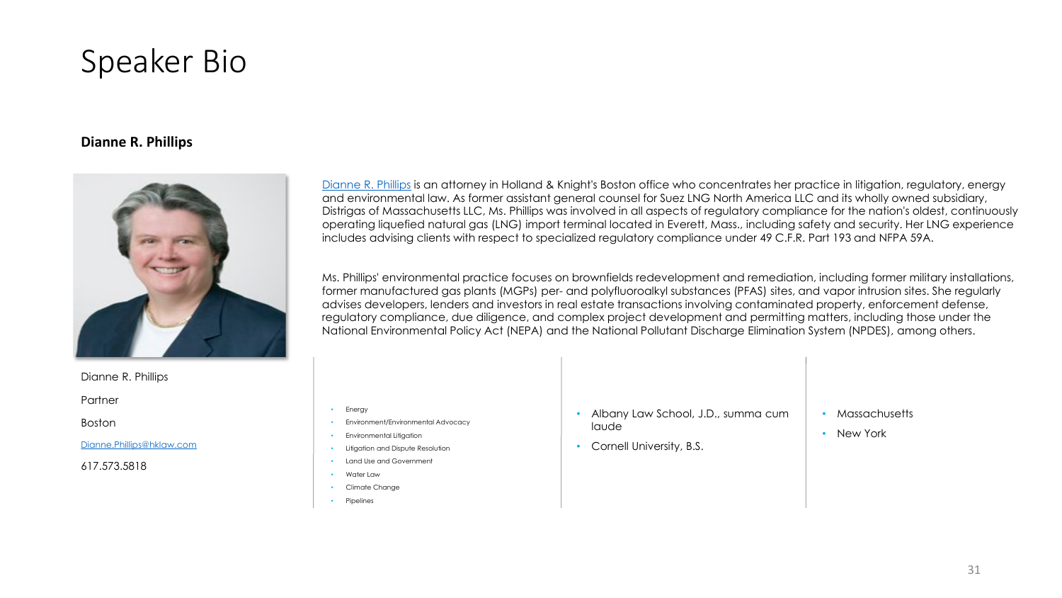# Speaker Bio

**Dianne R. Phillips**

Dianne R. Phillips is an attorney in Holland & Knight's Boston office who concentrates her practice in litigation, regulatory, energy and environmental law. As former assistant general counsel for Suez LNG North America LLC and its wholly owned subsidiary, Distrigas of Massachusetts LLC, Ms. Phillips was involved in all aspects of regulatory compliance for the nation's oldest, continuously operating liquefied natural gas (LNG) import terminal located in Everett, Mass., including safety and security. Her LNG experience includes advising clients with respect to specialized regulatory compliance under 49 C.F.R. Part 193 and NFPA 59A.

Ms. Phillips' environmental practice focuses on brownfields redevelopment and remediation, including former military installations, former manufactured gas plants (MGPs) per- and polyfluoroalkyl substances (PFAS) sites, and vapor intrusion sites. She regularly advises developers, lenders and investors in real estate transactions involving contaminated property, enforcement defense, regulatory compliance, due diligence, and complex project development and permitting matters, including those under the National Environmental Policy Act (NEPA) and the National Pollutant Discharge Elimination System (NPDES), among others.

Dianne R. Phillips

Partner

Boston

Dianne.Phillips@hklaw.com

617.573.5818

- Energy
- Environment/Environmental Advocacy
- Environmental Litigation
- Litigation and Dispute Resolution
- Land Use and Government
- Water Law
- Climate Change
- Pipelines

- Albany Law School, J.D., summa cum laude
- Cornell University, B.S.

- Massachusetts
- New York